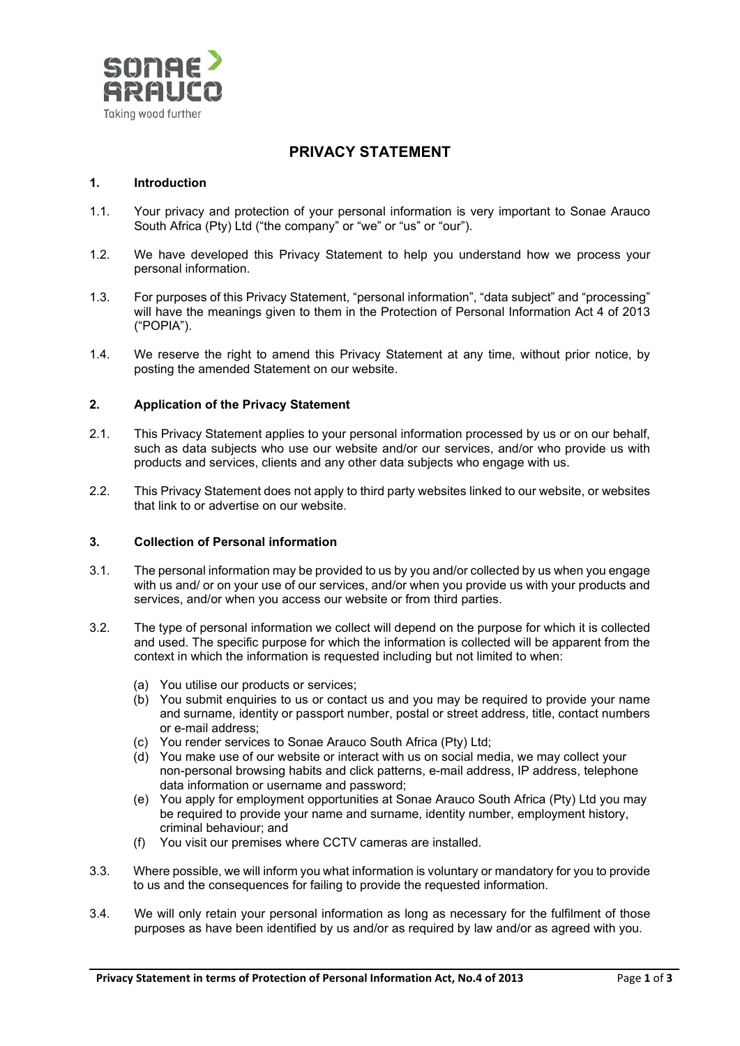# PRIVACY STATEMENT

## 1. Introduction

1.1. Your privacy and protection of your personal information is very important to Sonae Arauco South Africa (Pty) Ltd ("the company" or "we" or "us" or "our").

1.2. We have developed this Privacy Statement to help you understand how we process your personal information.

1.3. For purposes of this Privacy Statement, "personal information", "data subject" and "processing" will have the meanings given to them in the Protection of Personal Information Act 4 of 2013 ("POPIA").

1.4. We reserve the right to amend this Privacy Statement at any time, without prior notice, by posting the amended Statement on our website.

## 2. Application of the Privacy Statement

2.1. This Privacy Statement applies to your personal information processed by us or on our behalf, such as data subjects who use our website and/or our services, and/or who provide us with products and services, clients and any other data subjects who engage with us.

2.2. This Privacy Statement does not apply to third party websites linked to our website, or websites that link to or advertise on our website.

## 3. Collection of Personal information

3.1. The personal information may be provided to us by you and/or collected by us when you engage with us and/ or on your use of our services, and/or when you provide us with your products and services, and/or when you access our website or from third parties.

3.2. The type of personal information we collect will depend on the purpose for which it is collected and used. The specific purpose for which the information is collected will be apparent from the context in which the information is requested including but not limited to when:

(a) You utilise our products or services;
(b) You submit enquiries to us or contact us and you may be required to provide your name and surname, identity or passport number, postal or street address, title, contact numbers or e-mail address;
(c) You render services to Sonae Arauco South Africa (Pty) Ltd;
(d) You make use of our website or interact with us on social media, we may collect your non-personal browsing habits and click patterns, e-mail address, IP address, telephone data information or username and password;
(e) You apply for employment opportunities at Sonae Arauco South Africa (Pty) Ltd you may be required to provide your name and surname, identity number, employment history, criminal behaviour; and
(f) You visit our premises where CCTV cameras are installed.

3.3. Where possible, we will inform you what information is voluntary or mandatory for you to provide to us and the consequences for failing to provide the requested information.

3.4. We will only retain your personal information as long as necessary for the fulfilment of those purposes as have been identified by us and/or as required by law and/or as agreed with you.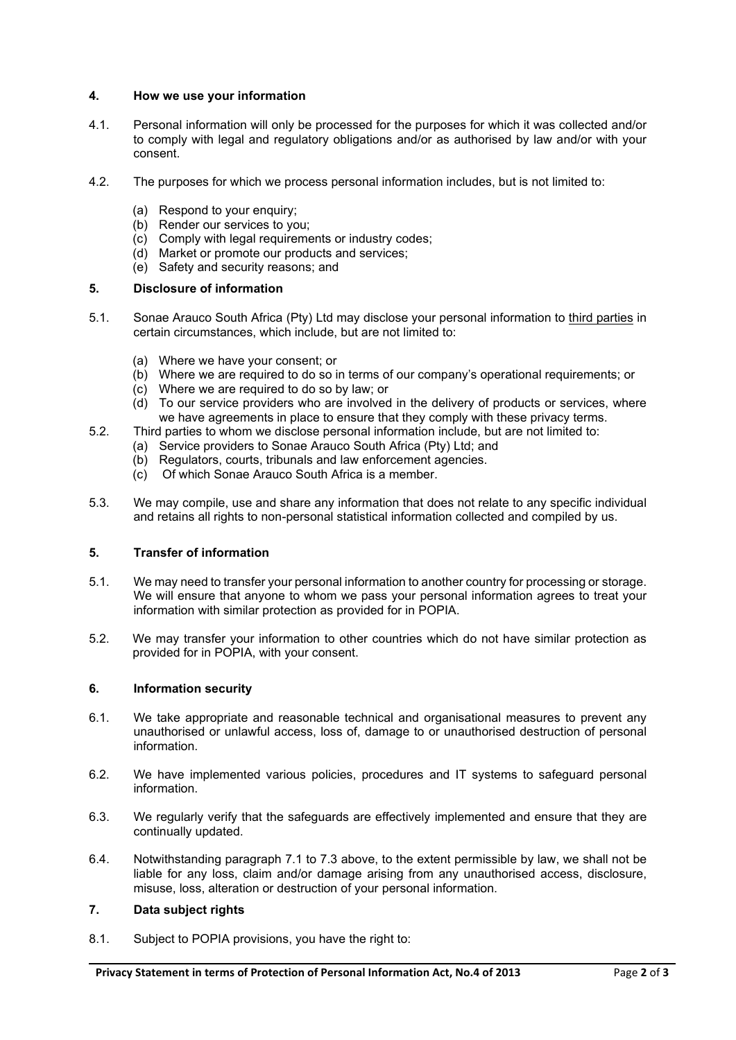## 4. How we use your information

4.1. Personal information will only be processed for the purposes for which it was collected and/or to comply with legal and regulatory obligations and/or as authorised by law and/or with your consent.

4.2. The purposes for which we process personal information includes, but is not limited to:

(a) Respond to your enquiry;
(b) Render our services to you;
(c) Comply with legal requirements or industry codes;
(d) Market or promote our products and services;
(e) Safety and security reasons; and

## 5. Disclosure of information

5.1. Sonae Arauco South Africa (Pty) Ltd may disclose your personal information to third parties in certain circumstances, which include, but are not limited to:

(a) Where we have your consent; or
(b) Where we are required to do so in terms of our company's operational requirements; or
(c) Where we are required to do so by law; or
(d) To our service providers who are involved in the delivery of products or services, where we have agreements in place to ensure that they comply with these privacy terms.

5.2. Third parties to whom we disclose personal information include, but are not limited to:

(a) Service providers to Sonae Arauco South Africa (Pty) Ltd; and
(b) Regulators, courts, tribunals and law enforcement agencies.
(c) Of which Sonae Arauco South Africa is a member.

5.3. We may compile, use and share any information that does not relate to any specific individual and retains all rights to non-personal statistical information collected and compiled by us.

## 5. Transfer of information

5.1. We may need to transfer your personal information to another country for processing or storage. We will ensure that anyone to whom we pass your personal information agrees to treat your information with similar protection as provided for in POPIA.

5.2. We may transfer your information to other countries which do not have similar protection as provided for in POPIA, with your consent.

## 6. Information security

6.1. We take appropriate and reasonable technical and organisational measures to prevent any unauthorised or unlawful access, loss of, damage to or unauthorised destruction of personal information.

6.2. We have implemented various policies, procedures and IT systems to safeguard personal information.

6.3. We regularly verify that the safeguards are effectively implemented and ensure that they are continually updated.

6.4. Notwithstanding paragraph 7.1 to 7.3 above, to the extent permissible by law, we shall not be liable for any loss, claim and/or damage arising from any unauthorised access, disclosure, misuse, loss, alteration or destruction of your personal information.

## 7. Data subject rights

8.1. Subject to POPIA provisions, you have the right to: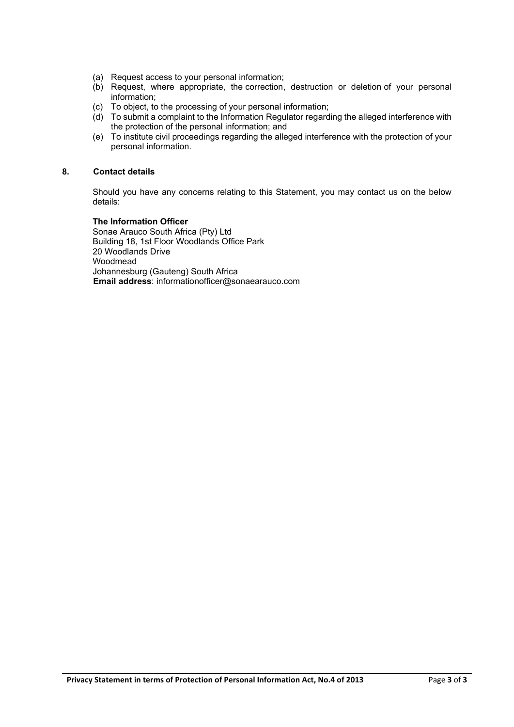(a) Request access to your personal information;
(b) Request, where appropriate, the correction, destruction or deletion of your personal information;
(c) To object, to the processing of your personal information;
(d) To submit a complaint to the Information Regulator regarding the alleged interference with the protection of the personal information; and
(e) To institute civil proceedings regarding the alleged interference with the protection of your personal information.

## 8. Contact details

Should you have any concerns relating to this Statement, you may contact us on the below details:

**The Information Officer**
Sonae Arauco South Africa (Pty) Ltd
Building 18, 1st Floor Woodlands Office Park
20 Woodlands Drive
Woodmead
Johannesburg (Gauteng) South Africa
**Email address**: informationofficer@sonaearauco.com